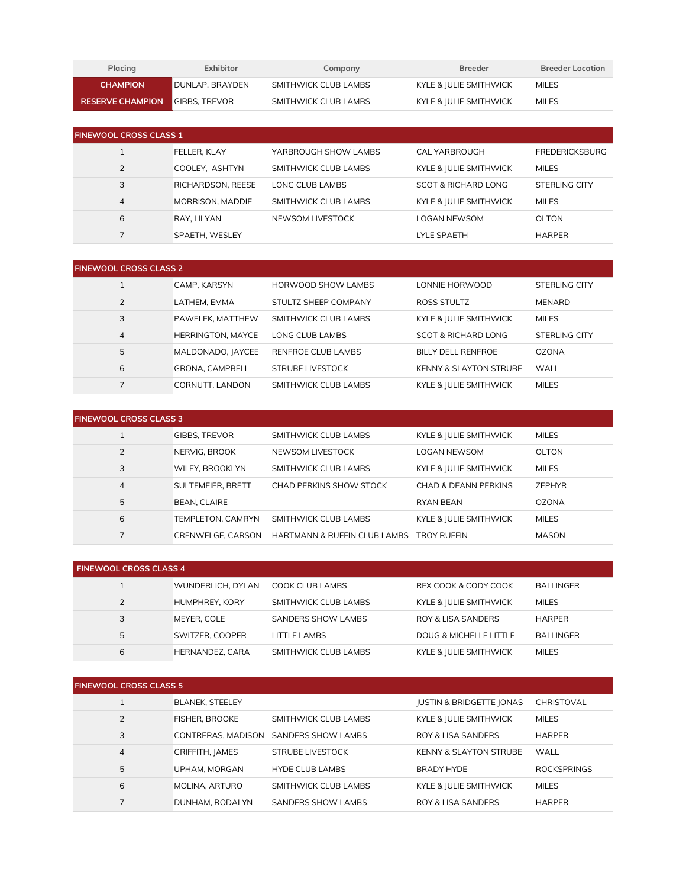| Placing | Exhibitor | Company | Breeder | Breeder Location |
| --- | --- | --- | --- | --- |
| CHAMPION | DUNLAP, BRAYDEN | SMITHWICK CLUB LAMBS | KYLE & JULIE SMITHWICK | MILES |
| RESERVE CHAMPION | GIBBS, TREVOR | SMITHWICK CLUB LAMBS | KYLE & JULIE SMITHWICK | MILES |

| FINEWOOL CROSS CLASS 1 | | | | |
| --- | --- | --- | --- | --- |
| 1 | FELLER, KLAY | YARBROUGH SHOW LAMBS | CAL YARBROUGH | FREDERICKSBURG |
| 2 | COOLEY, ASHTYN | SMITHWICK CLUB LAMBS | KYLE & JULIE SMITHWICK | MILES |
| 3 | RICHARDSON, REESE | LONG CLUB LAMBS | SCOT & RICHARD LONG | STERLING CITY |
| 4 | MORRISON, MADDIE | SMITHWICK CLUB LAMBS | KYLE & JULIE SMITHWICK | MILES |
| 6 | RAY, LILYAN | NEWSOM LIVESTOCK | LOGAN NEWSOM | OLTON |
| 7 | SPAETH, WESLEY | | LYLE SPAETH | HARPER |

| FINEWOOL CROSS CLASS 2 | | | | |
| --- | --- | --- | --- | --- |
| 1 | CAMP, KARSYN | HORWOOD SHOW LAMBS | LONNIE HORWOOD | STERLING CITY |
| 2 | LATHEM, EMMA | STULTZ SHEEP COMPANY | ROSS STULTZ | MENARD |
| 3 | PAWELEK, MATTHEW | SMITHWICK CLUB LAMBS | KYLE & JULIE SMITHWICK | MILES |
| 4 | HERRINGTON, MAYCE | LONG CLUB LAMBS | SCOT & RICHARD LONG | STERLING CITY |
| 5 | MALDONADO, JAYCEE | RENFROE CLUB LAMBS | BILLY DELL RENFROE | OZONA |
| 6 | GRONA, CAMPBELL | STRUBE LIVESTOCK | KENNY & SLAYTON STRUBE | WALL |
| 7 | CORNUTT, LANDON | SMITHWICK CLUB LAMBS | KYLE & JULIE SMITHWICK | MILES |

| FINEWOOL CROSS CLASS 3 | | | | |
| --- | --- | --- | --- | --- |
| 1 | GIBBS, TREVOR | SMITHWICK CLUB LAMBS | KYLE & JULIE SMITHWICK | MILES |
| 2 | NERVIG, BROOK | NEWSOM LIVESTOCK | LOGAN NEWSOM | OLTON |
| 3 | WILEY, BROOKLYN | SMITHWICK CLUB LAMBS | KYLE & JULIE SMITHWICK | MILES |
| 4 | SULTEMEIER, BRETT | CHAD PERKINS SHOW STOCK | CHAD & DEANN PERKINS | ZEPHYR |
| 5 | BEAN, CLAIRE | | RYAN BEAN | OZONA |
| 6 | TEMPLETON, CAMRYN | SMITHWICK CLUB LAMBS | KYLE & JULIE SMITHWICK | MILES |
| 7 | CRENWELGE, CARSON | HARTMANN & RUFFIN CLUB LAMBS | TROY RUFFIN | MASON |

| FINEWOOL CROSS CLASS 4 | | | | |
| --- | --- | --- | --- | --- |
| 1 | WUNDERLICH, DYLAN | COOK CLUB LAMBS | REX COOK & CODY COOK | BALLINGER |
| 2 | HUMPHREY, KORY | SMITHWICK CLUB LAMBS | KYLE & JULIE SMITHWICK | MILES |
| 3 | MEYER, COLE | SANDERS SHOW LAMBS | ROY & LISA SANDERS | HARPER |
| 5 | SWITZER, COOPER | LITTLE LAMBS | DOUG & MICHELLE LITTLE | BALLINGER |
| 6 | HERNANDEZ, CARA | SMITHWICK CLUB LAMBS | KYLE & JULIE SMITHWICK | MILES |

| FINEWOOL CROSS CLASS 5 | | | | |
| --- | --- | --- | --- | --- |
| 1 | BLANEK, STEELEY | | JUSTIN & BRIDGETTE JONAS | CHRISTOVAL |
| 2 | FISHER, BROOKE | SMITHWICK CLUB LAMBS | KYLE & JULIE SMITHWICK | MILES |
| 3 | CONTRERAS, MADISON | SANDERS SHOW LAMBS | ROY & LISA SANDERS | HARPER |
| 4 | GRIFFITH, JAMES | STRUBE LIVESTOCK | KENNY & SLAYTON STRUBE | WALL |
| 5 | UPHAM, MORGAN | HYDE CLUB LAMBS | BRADY HYDE | ROCKSPRINGS |
| 6 | MOLINA, ARTURO | SMITHWICK CLUB LAMBS | KYLE & JULIE SMITHWICK | MILES |
| 7 | DUNHAM, RODALYN | SANDERS SHOW LAMBS | ROY & LISA SANDERS | HARPER |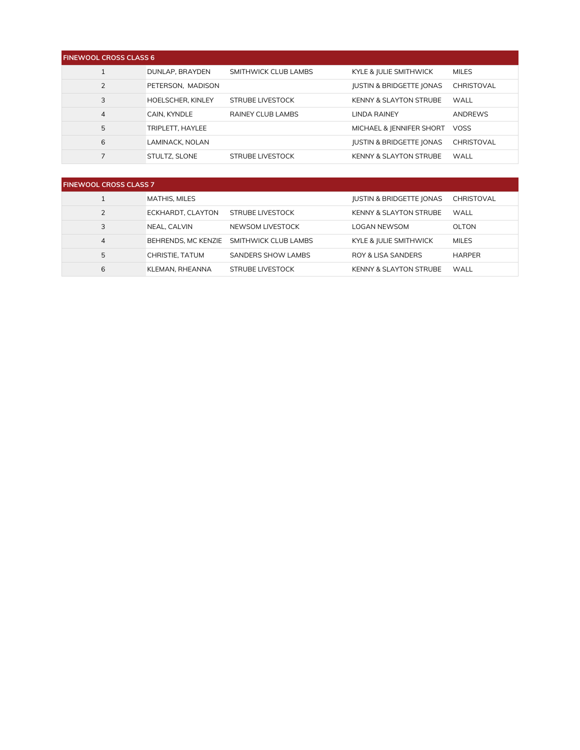## FINEWOOL CROSS CLASS 6

| | | | | |
|---|---|---|---|---|
| 1 | DUNLAP, BRAYDEN | SMITHWICK CLUB LAMBS | KYLE & JULIE SMITHWICK | MILES |
| 2 | PETERSON, MADISON | | JUSTIN & BRIDGETTE JONAS | CHRISTOVAL |
| 3 | HOELSCHER, KINLEY | STRUBE LIVESTOCK | KENNY & SLAYTON STRUBE | WALL |
| 4 | CAIN, KYNDLE | RAINEY CLUB LAMBS | LINDA RAINEY | ANDREWS |
| 5 | TRIPLETT, HAYLEE | | MICHAEL & JENNIFER SHORT | VOSS |
| 6 | LAMINACK, NOLAN | | JUSTIN & BRIDGETTE JONAS | CHRISTOVAL |
| 7 | STULTZ, SLONE | STRUBE LIVESTOCK | KENNY & SLAYTON STRUBE | WALL |

## FINEWOOL CROSS CLASS 7

| | | | | |
|---|---|---|---|---|
| 1 | MATHIS, MILES | | JUSTIN & BRIDGETTE JONAS | CHRISTOVAL |
| 2 | ECKHARDT, CLAYTON | STRUBE LIVESTOCK | KENNY & SLAYTON STRUBE | WALL |
| 3 | NEAL, CALVIN | NEWSOM LIVESTOCK | LOGAN NEWSOM | OLTON |
| 4 | BEHRENDS, MC KENZIE | SMITHWICK CLUB LAMBS | KYLE & JULIE SMITHWICK | MILES |
| 5 | CHRISTIE, TATUM | SANDERS SHOW LAMBS | ROY & LISA SANDERS | HARPER |
| 6 | KLEMAN, RHEANNA | STRUBE LIVESTOCK | KENNY & SLAYTON STRUBE | WALL |